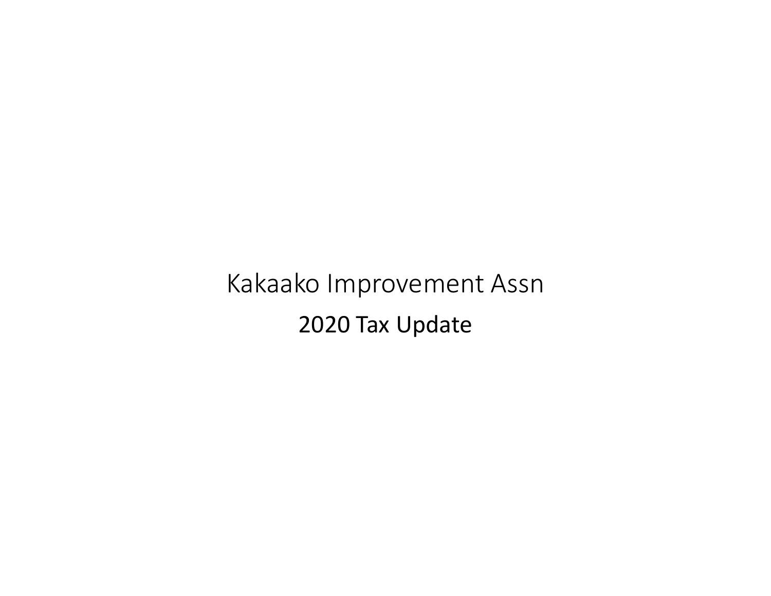# Kakaako Improvement Assn

## 2020 Tax Update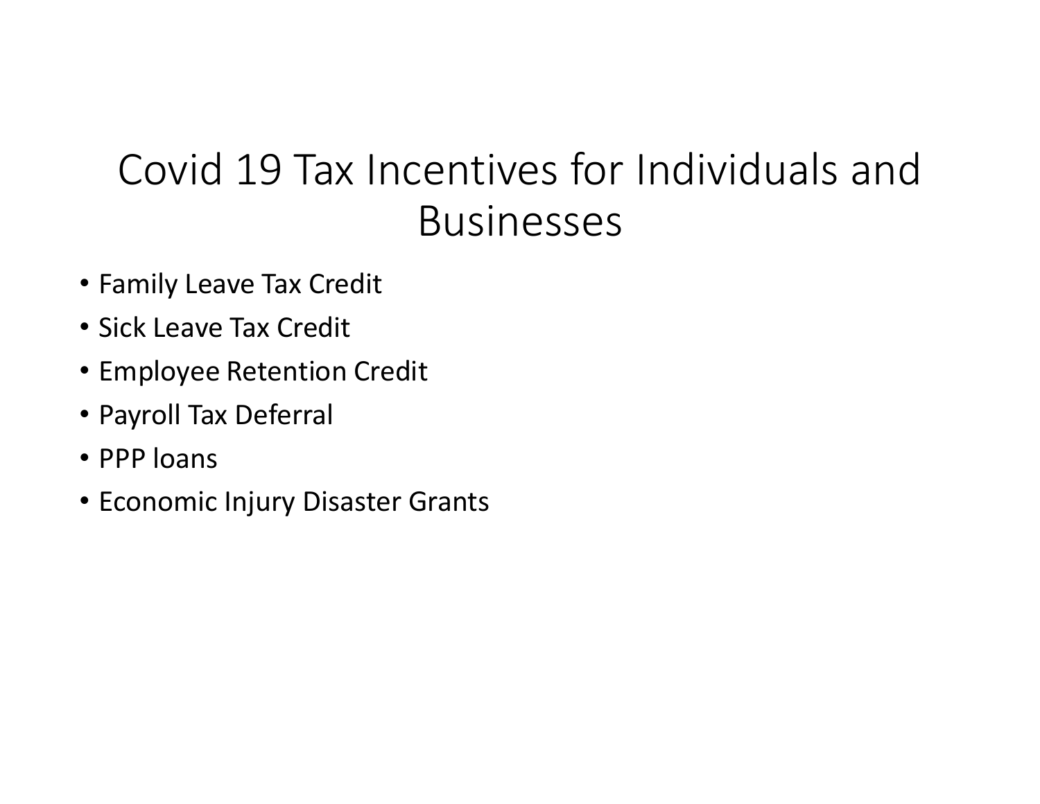# Covid 19 Tax Incentives for Individuals and Businesses

- Family Leave Tax Credit
- Sick Leave Tax Credit
- Employee Retention Credit
- Payroll Tax Deferral
- PPP loans
- Economic Injury Disaster Grants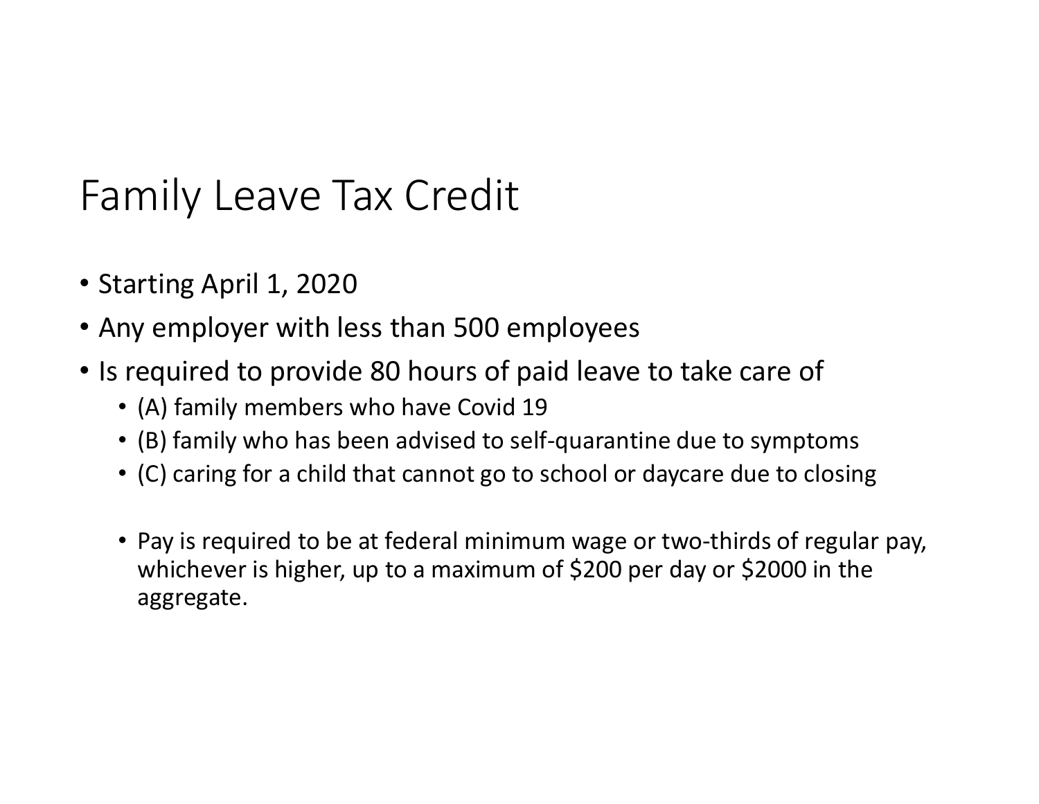# Family Leave Tax Credit

- Starting April 1, 2020
- Any employer with less than 500 employees
- Is required to provide 80 hours of paid leave to take care of
  - (A) family members who have Covid 19
  - (B) family who has been advised to self-quarantine due to symptoms
  - (C) caring for a child that cannot go to school or daycare due to closing

  - Pay is required to be at federal minimum wage or two-thirds of regular pay, whichever is higher, up to a maximum of $200 per day or $2000 in the aggregate.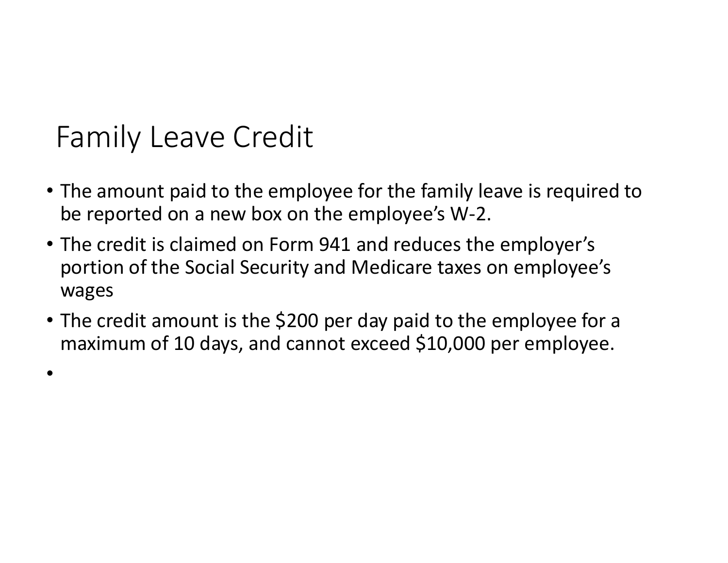# Family Leave Credit

- The amount paid to the employee for the family leave is required to be reported on a new box on the employee's W-2.
- The credit is claimed on Form 941 and reduces the employer's portion of the Social Security and Medicare taxes on employee's wages
- The credit amount is the $200 per day paid to the employee for a maximum of 10 days, and cannot exceed $10,000 per employee.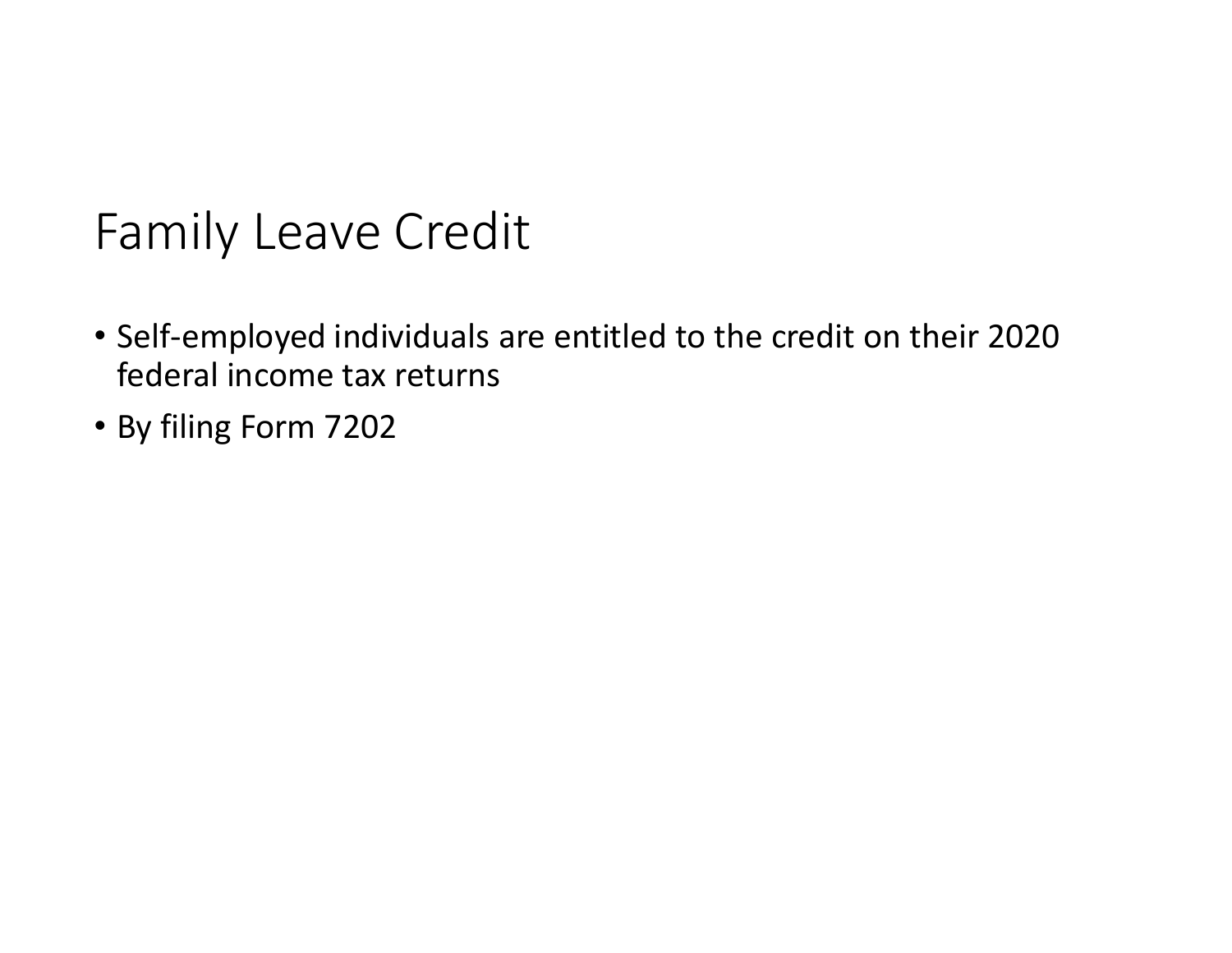# Family Leave Credit

- Self-employed individuals are entitled to the credit on their 2020 federal income tax returns
- By filing Form 7202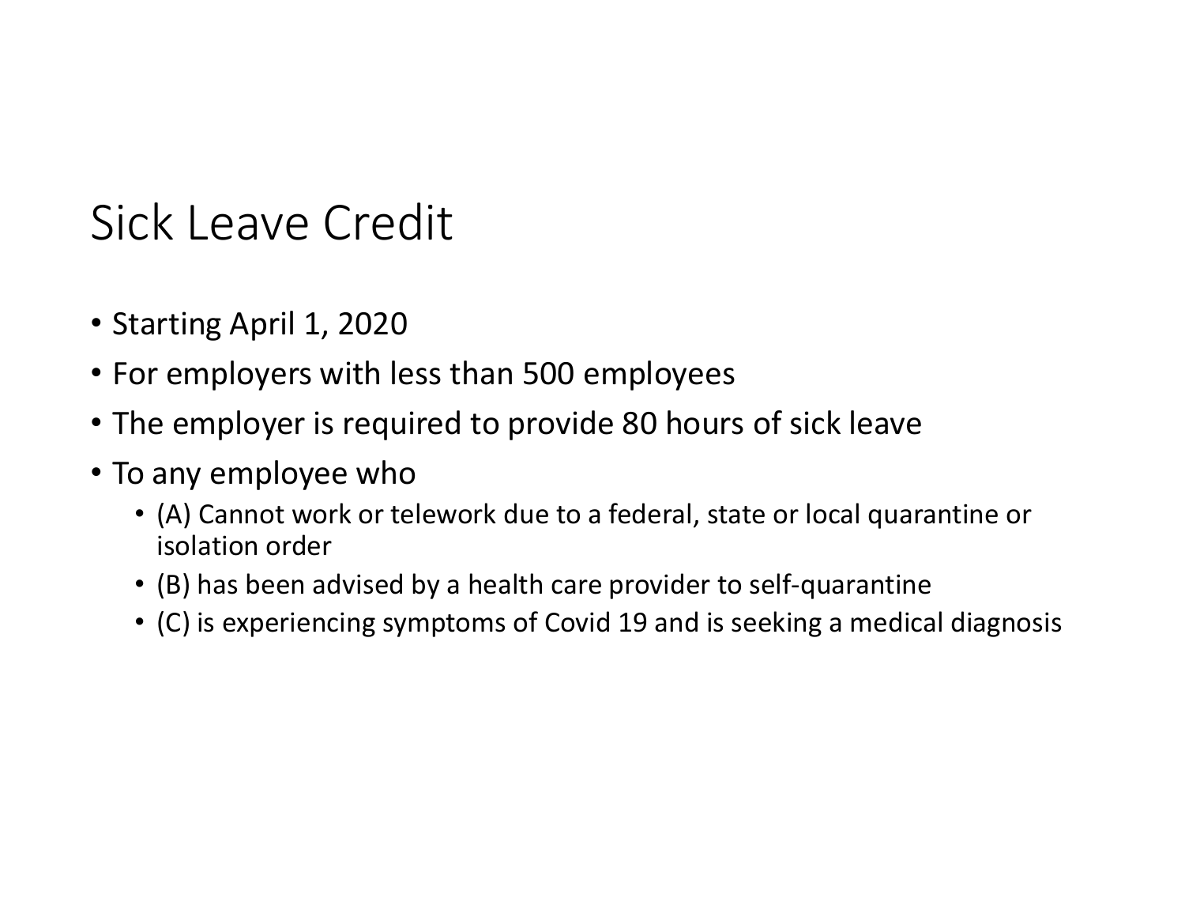# Sick Leave Credit

- Starting April 1, 2020
- For employers with less than 500 employees
- The employer is required to provide 80 hours of sick leave
- To any employee who
  - (A) Cannot work or telework due to a federal, state or local quarantine or isolation order
  - (B) has been advised by a health care provider to self-quarantine
  - (C) is experiencing symptoms of Covid 19 and is seeking a medical diagnosis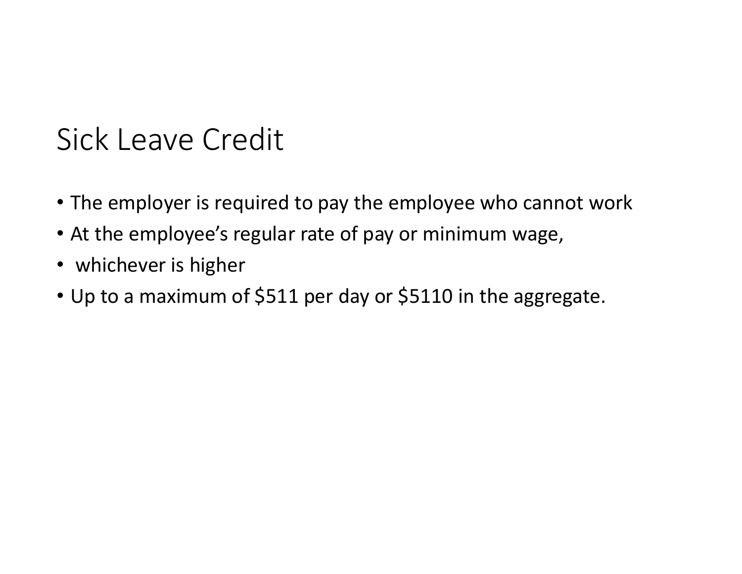# Sick Leave Credit

- The employer is required to pay the employee who cannot work
- At the employee's regular rate of pay or minimum wage,
- whichever is higher
- Up to a maximum of $511 per day or $5110 in the aggregate.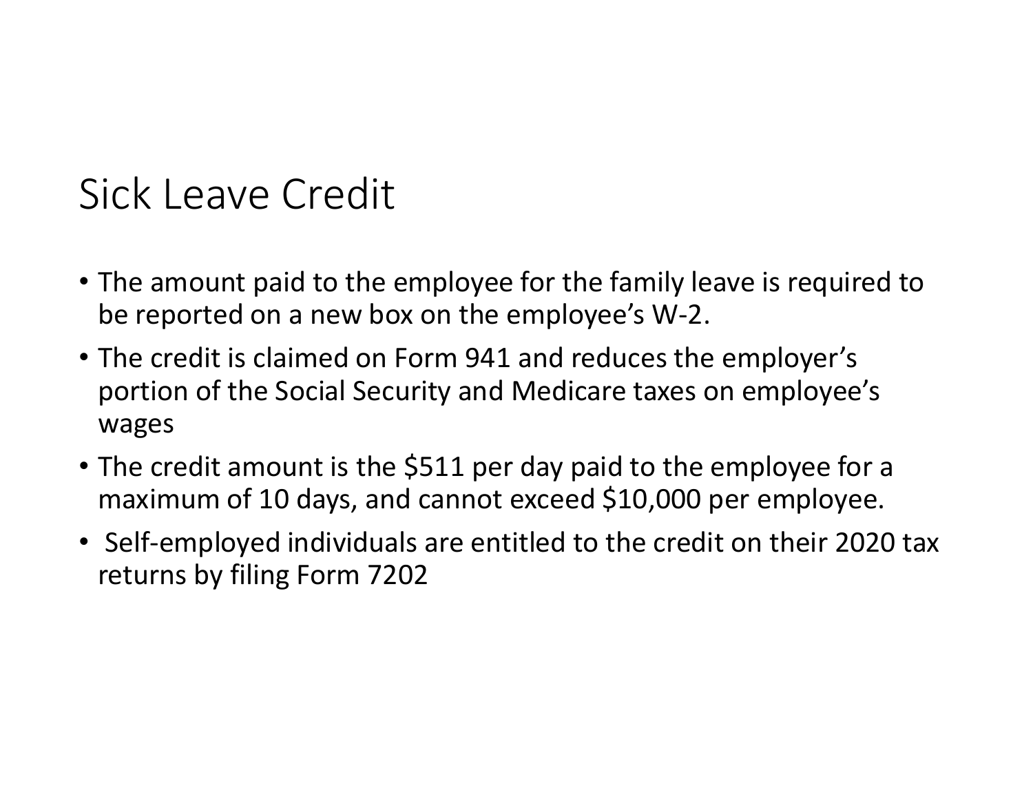# Sick Leave Credit

- The amount paid to the employee for the family leave is required to be reported on a new box on the employee's W-2.
- The credit is claimed on Form 941 and reduces the employer's portion of the Social Security and Medicare taxes on employee's wages
- The credit amount is the $511 per day paid to the employee for a maximum of 10 days, and cannot exceed $10,000 per employee.
- Self-employed individuals are entitled to the credit on their 2020 tax returns by filing Form 7202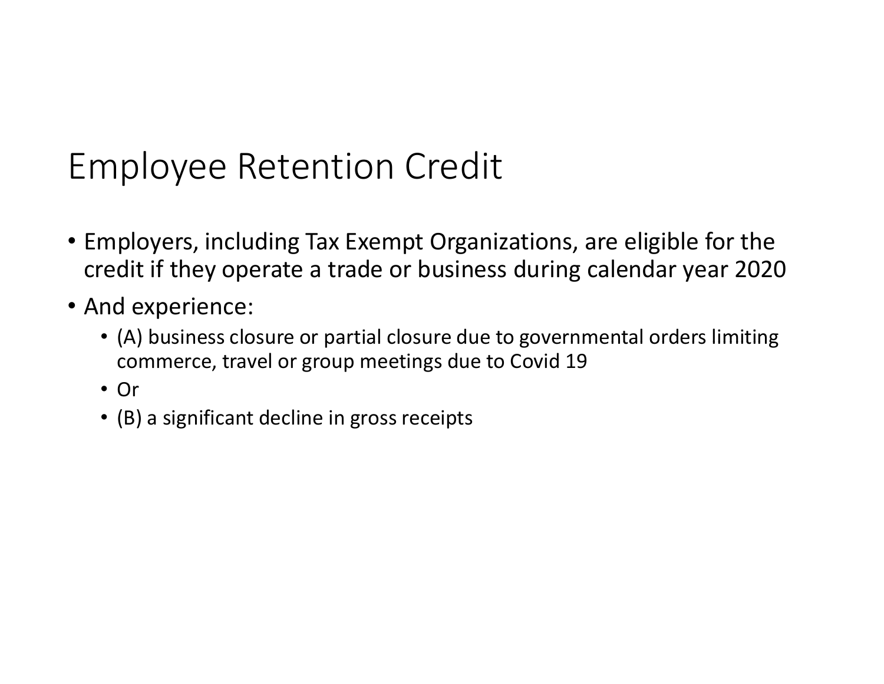# Employee Retention Credit

- Employers, including Tax Exempt Organizations, are eligible for the credit if they operate a trade or business during calendar year 2020
- And experience:
  - (A) business closure or partial closure due to governmental orders limiting commerce, travel or group meetings due to Covid 19
  - Or
  - (B) a significant decline in gross receipts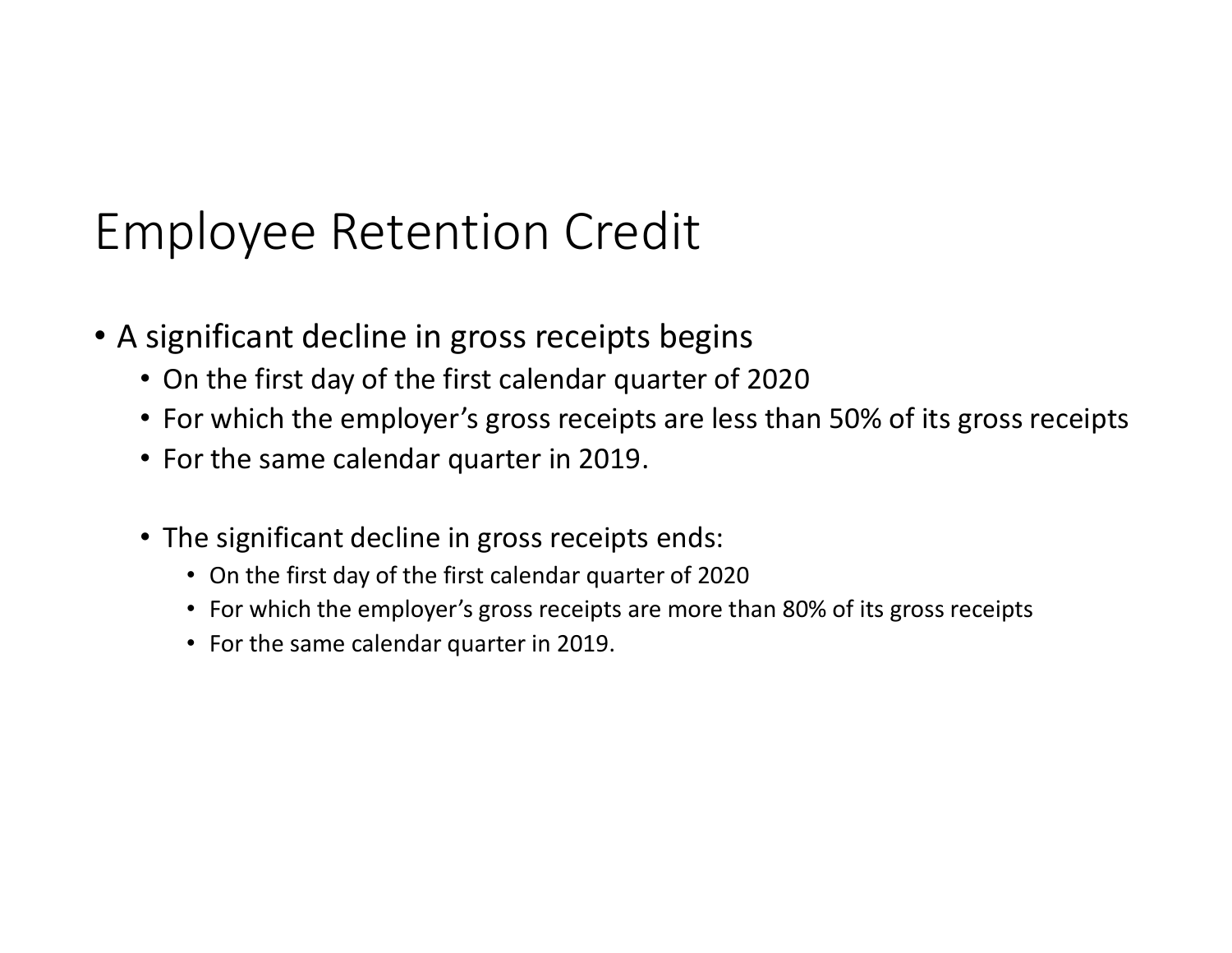# Employee Retention Credit

- A significant decline in gross receipts begins
  - On the first day of the first calendar quarter of 2020
  - For which the employer's gross receipts are less than 50% of its gross receipts
  - For the same calendar quarter in 2019.

  - The significant decline in gross receipts ends:
    - On the first day of the first calendar quarter of 2020
    - For which the employer's gross receipts are more than 80% of its gross receipts
    - For the same calendar quarter in 2019.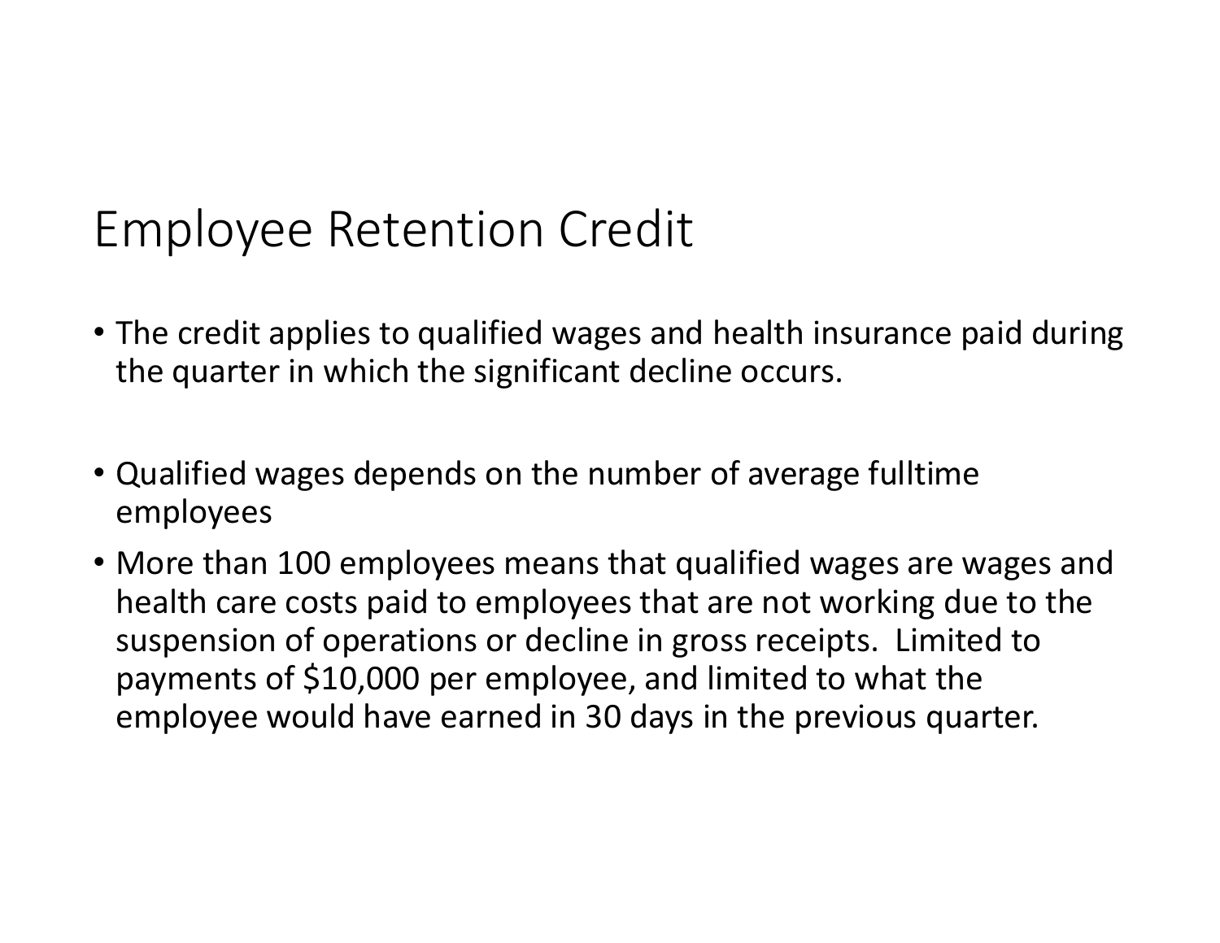# Employee Retention Credit

- The credit applies to qualified wages and health insurance paid during the quarter in which the significant decline occurs.

- Qualified wages depends on the number of average fulltime employees
- More than 100 employees means that qualified wages are wages and health care costs paid to employees that are not working due to the suspension of operations or decline in gross receipts. Limited to payments of $10,000 per employee, and limited to what the employee would have earned in 30 days in the previous quarter.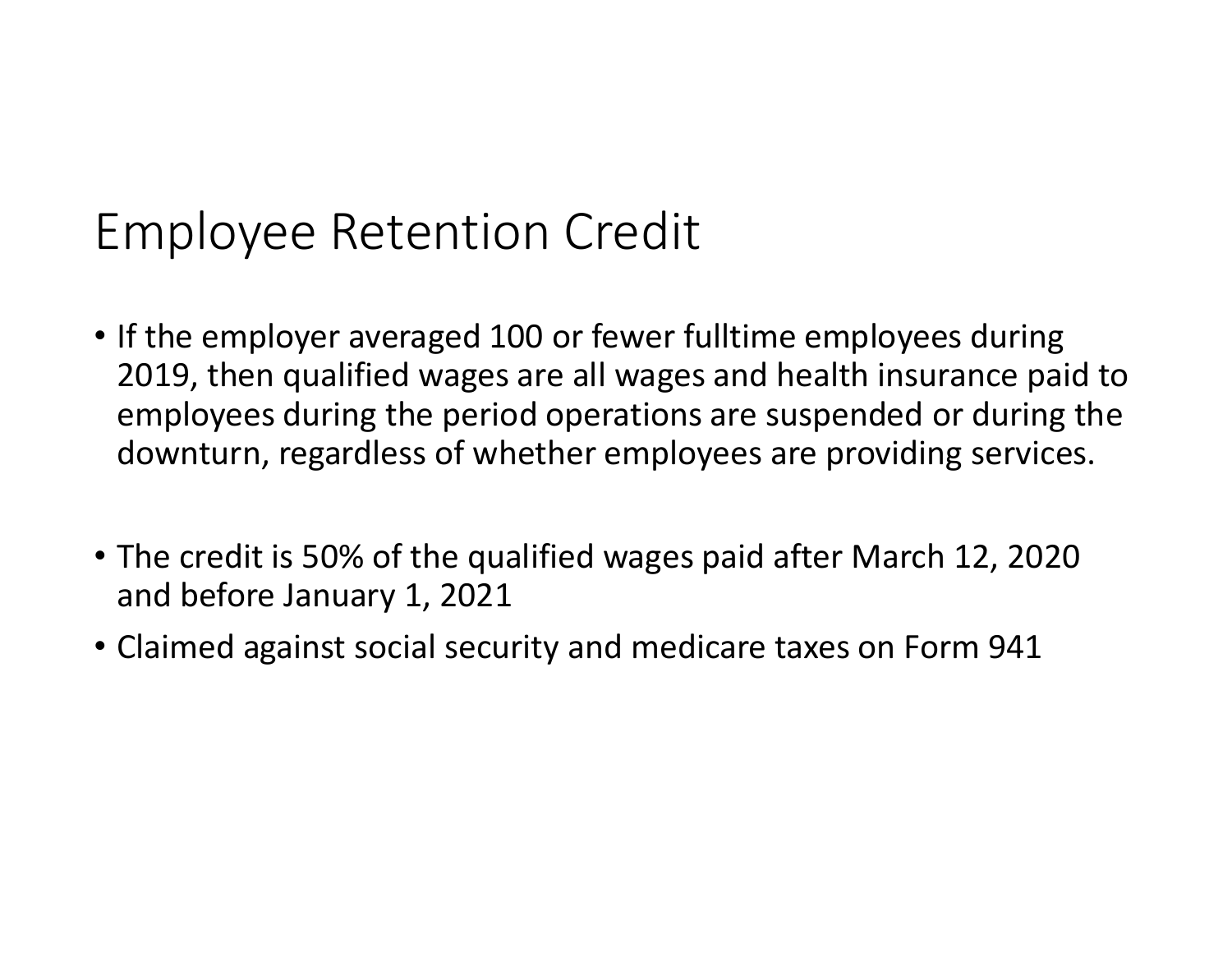# Employee Retention Credit

- If the employer averaged 100 or fewer fulltime employees during 2019, then qualified wages are all wages and health insurance paid to employees during the period operations are suspended or during the downturn, regardless of whether employees are providing services.

- The credit is 50% of the qualified wages paid after March 12, 2020 and before January 1, 2021
- Claimed against social security and medicare taxes on Form 941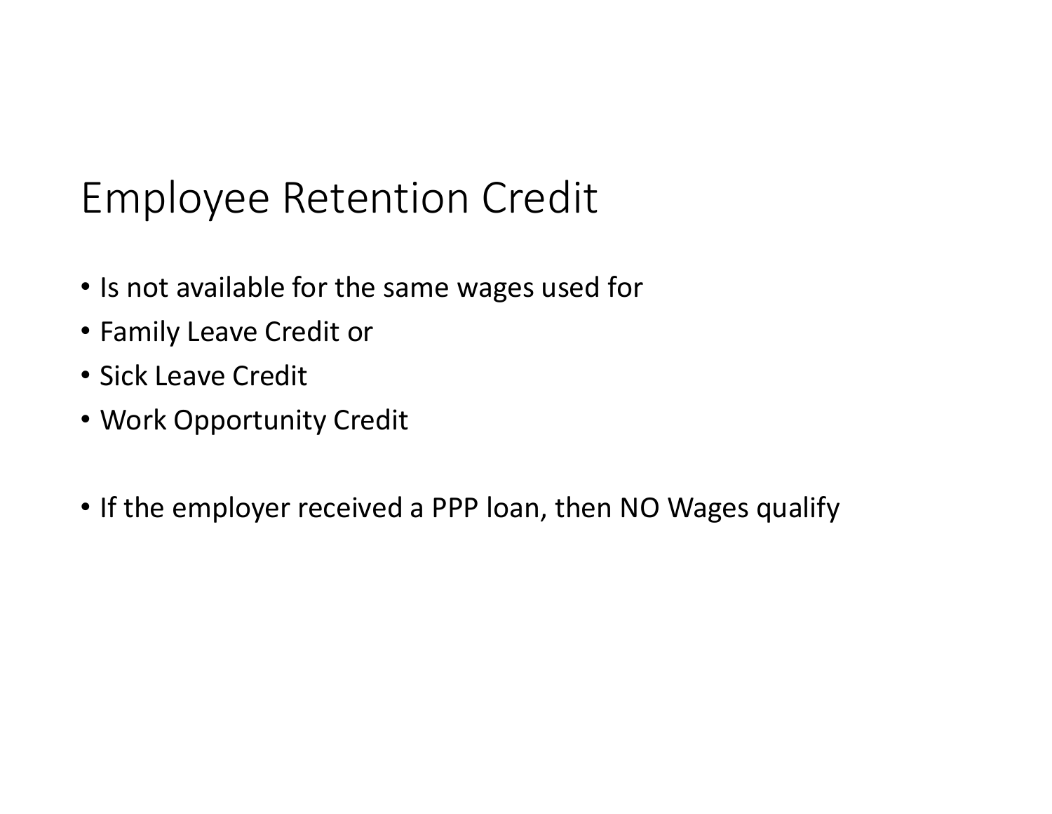# Employee Retention Credit

- Is not available for the same wages used for
- Family Leave Credit or
- Sick Leave Credit
- Work Opportunity Credit

- If the employer received a PPP loan, then NO Wages qualify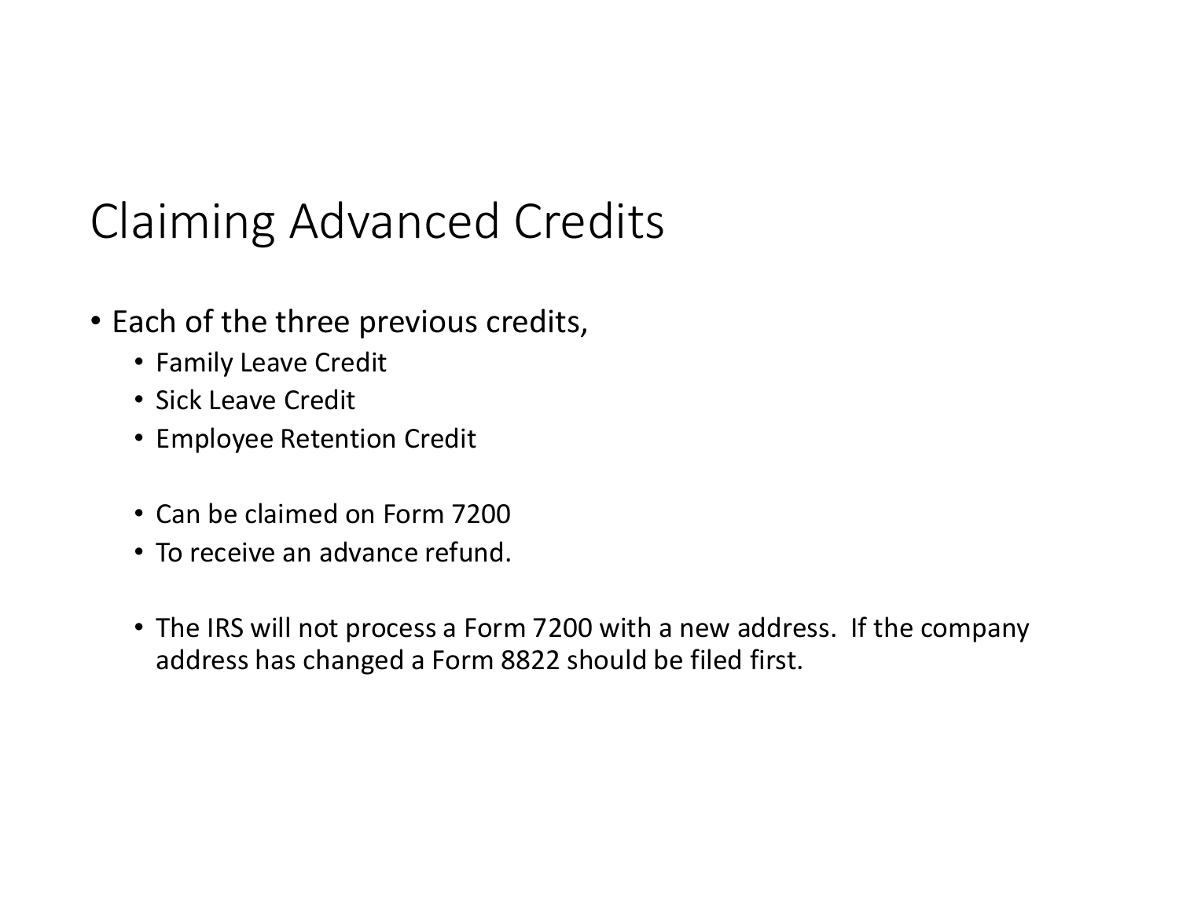# Claiming Advanced Credits

- Each of the three previous credits,
  - Family Leave Credit
  - Sick Leave Credit
  - Employee Retention Credit

  - Can be claimed on Form 7200
  - To receive an advance refund.

  - The IRS will not process a Form 7200 with a new address. If the company address has changed a Form 8822 should be filed first.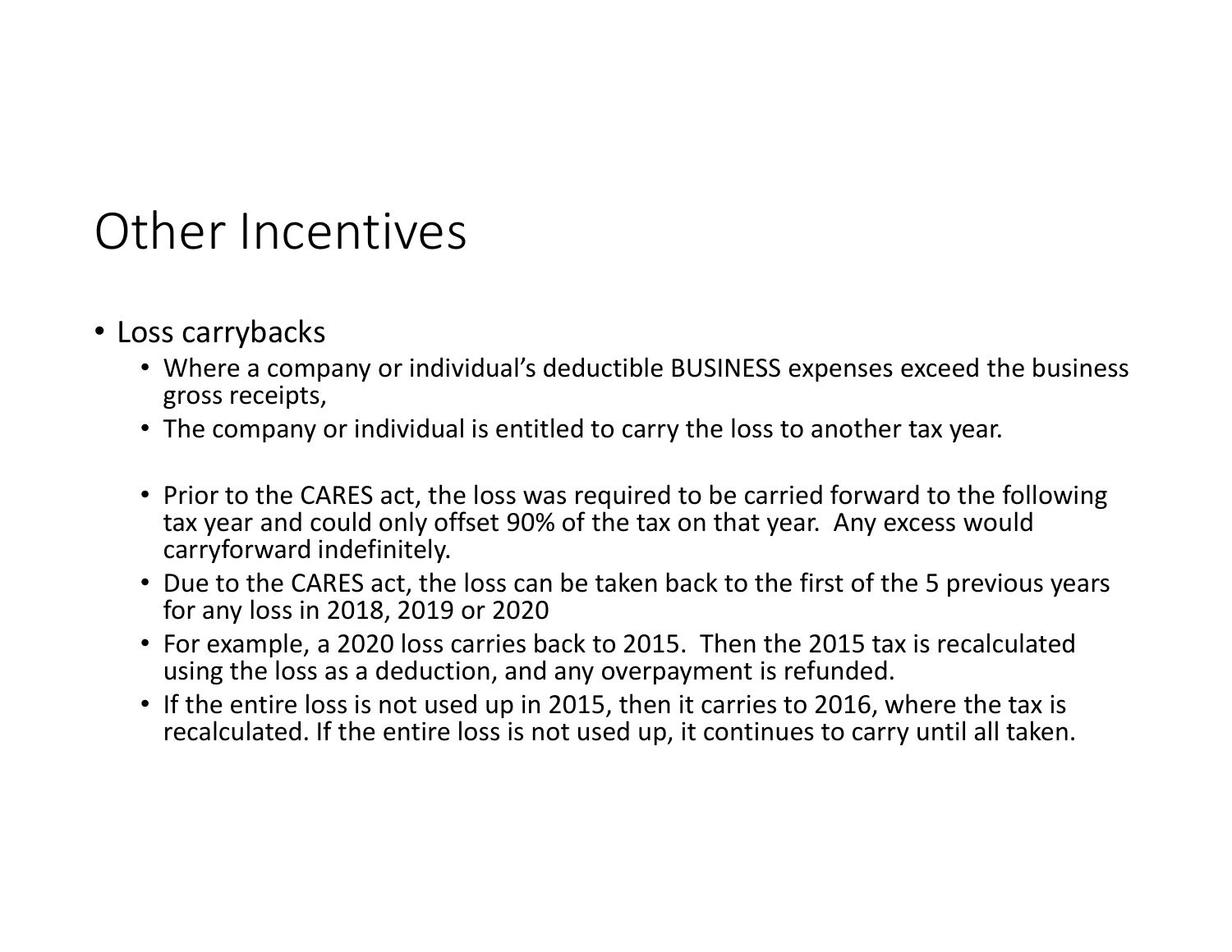# Other Incentives

- Loss carrybacks
  - Where a company or individual's deductible BUSINESS expenses exceed the business gross receipts,
  - The company or individual is entitled to carry the loss to another tax year.

  - Prior to the CARES act, the loss was required to be carried forward to the following tax year and could only offset 90% of the tax on that year. Any excess would carryforward indefinitely.
  - Due to the CARES act, the loss can be taken back to the first of the 5 previous years for any loss in 2018, 2019 or 2020
  - For example, a 2020 loss carries back to 2015. Then the 2015 tax is recalculated using the loss as a deduction, and any overpayment is refunded.
  - If the entire loss is not used up in 2015, then it carries to 2016, where the tax is recalculated. If the entire loss is not used up, it continues to carry until all taken.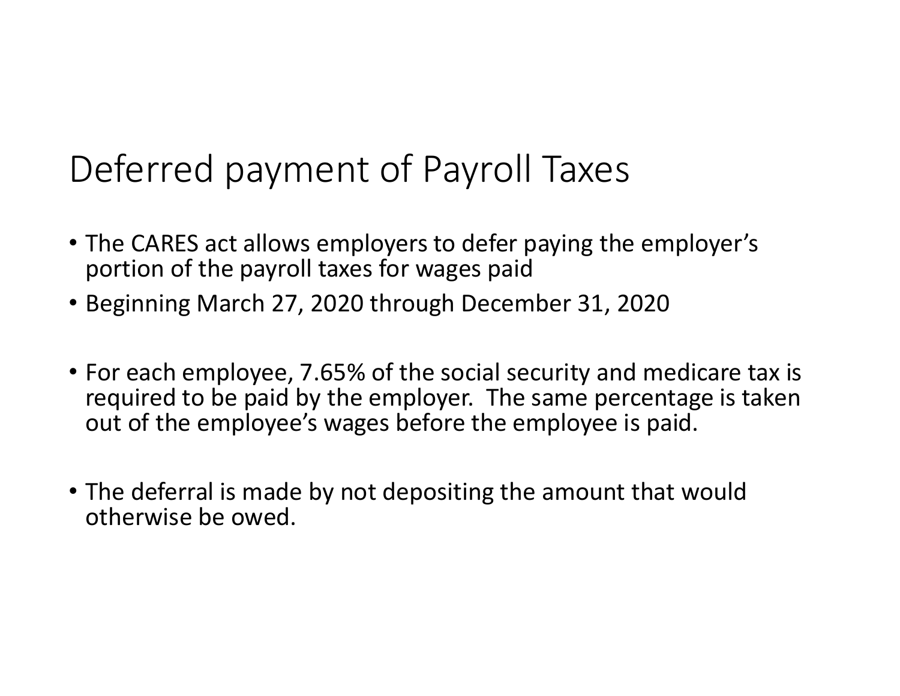# Deferred payment of Payroll Taxes

- The CARES act allows employers to defer paying the employer's portion of the payroll taxes for wages paid
- Beginning March 27, 2020 through December 31, 2020
- For each employee, 7.65% of the social security and medicare tax is required to be paid by the employer. The same percentage is taken out of the employee's wages before the employee is paid.
- The deferral is made by not depositing the amount that would otherwise be owed.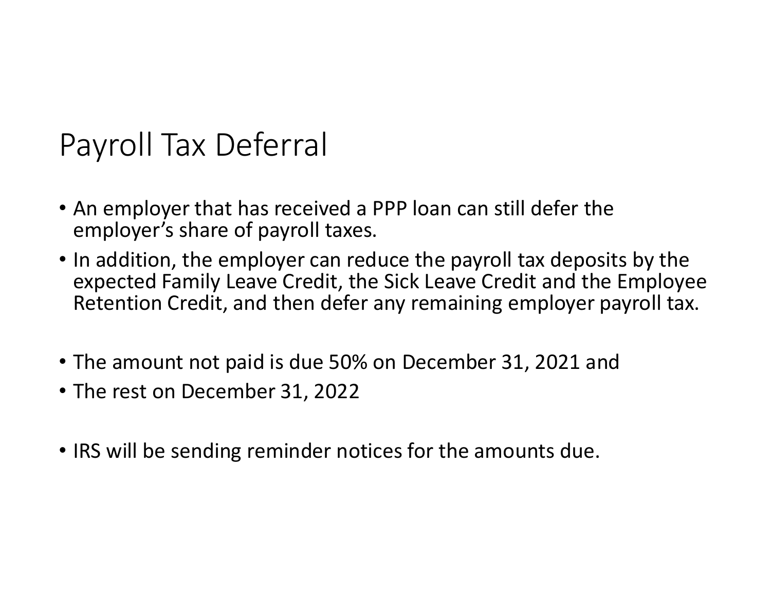# Payroll Tax Deferral

- An employer that has received a PPP loan can still defer the employer's share of payroll taxes.
- In addition, the employer can reduce the payroll tax deposits by the expected Family Leave Credit, the Sick Leave Credit and the Employee Retention Credit, and then defer any remaining employer payroll tax.

- The amount not paid is due 50% on December 31, 2021 and
- The rest on December 31, 2022

- IRS will be sending reminder notices for the amounts due.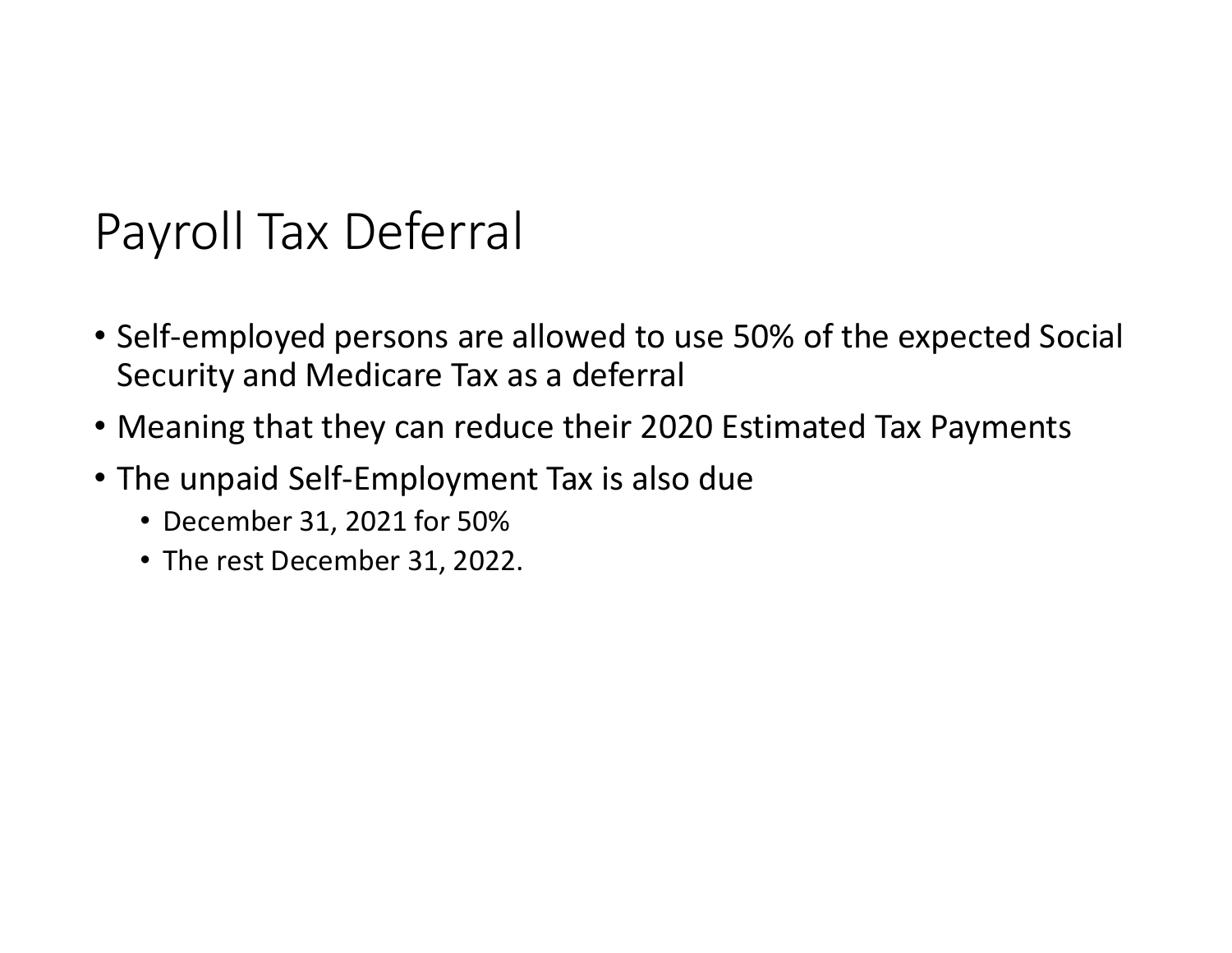# Payroll Tax Deferral

- Self-employed persons are allowed to use 50% of the expected Social Security and Medicare Tax as a deferral
- Meaning that they can reduce their 2020 Estimated Tax Payments
- The unpaid Self-Employment Tax is also due
  - December 31, 2021 for 50%
  - The rest December 31, 2022.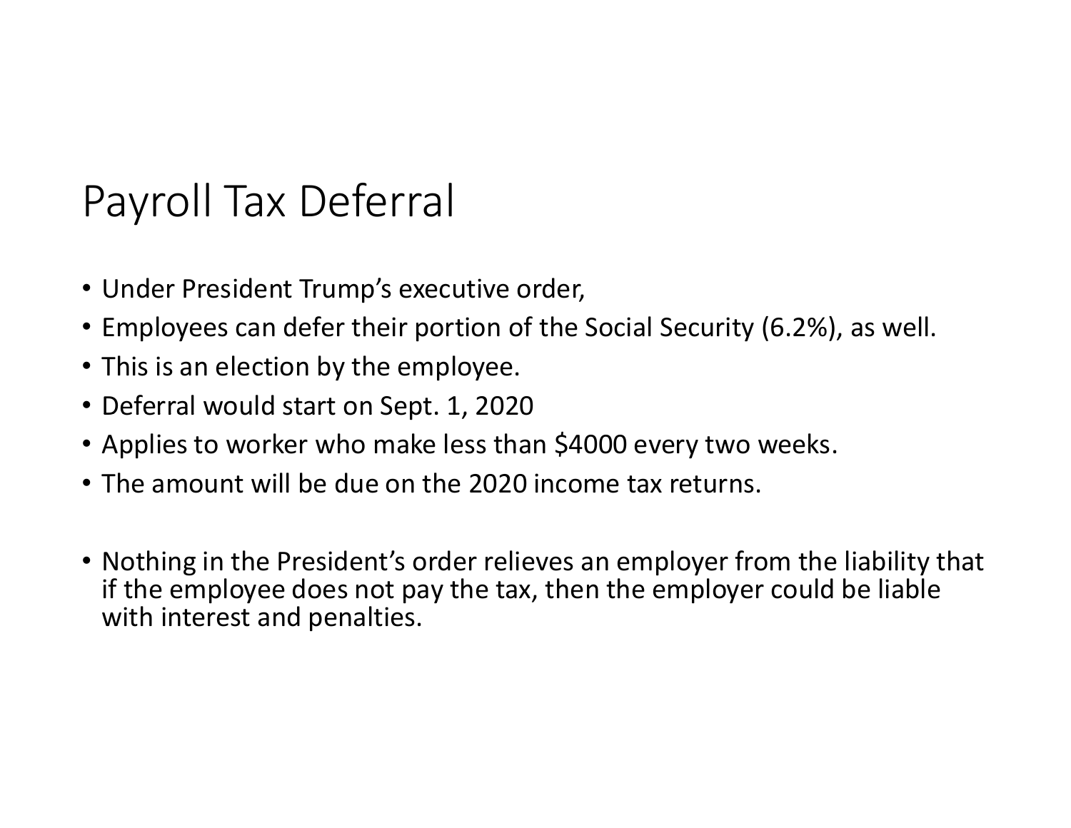# Payroll Tax Deferral

- Under President Trump's executive order,
- Employees can defer their portion of the Social Security (6.2%), as well.
- This is an election by the employee.
- Deferral would start on Sept. 1, 2020
- Applies to worker who make less than $4000 every two weeks.
- The amount will be due on the 2020 income tax returns.

- Nothing in the President's order relieves an employer from the liability that if the employee does not pay the tax, then the employer could be liable with interest and penalties.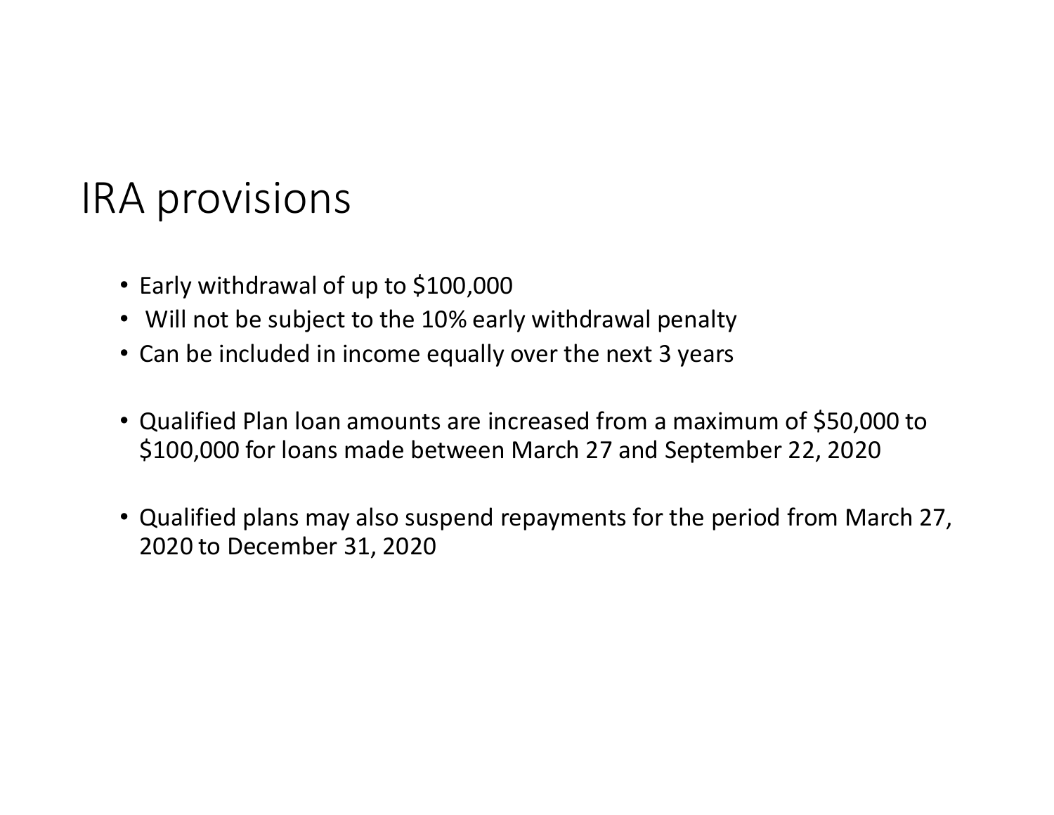# IRA provisions

- Early withdrawal of up to $100,000
- Will not be subject to the 10% early withdrawal penalty
- Can be included in income equally over the next 3 years

- Qualified Plan loan amounts are increased from a maximum of $50,000 to $100,000 for loans made between March 27 and September 22, 2020

- Qualified plans may also suspend repayments for the period from March 27, 2020 to December 31, 2020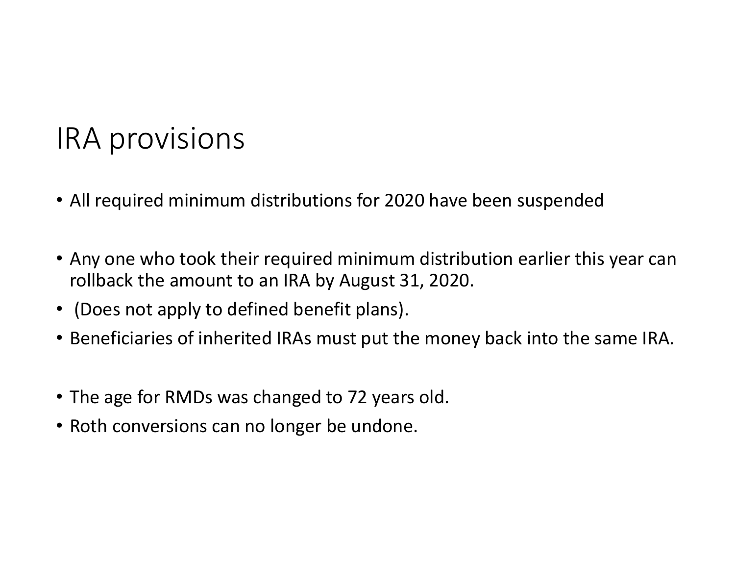# IRA provisions

- All required minimum distributions for 2020 have been suspended

- Any one who took their required minimum distribution earlier this year can rollback the amount to an IRA by August 31, 2020.
- (Does not apply to defined benefit plans).
- Beneficiaries of inherited IRAs must put the money back into the same IRA.

- The age for RMDs was changed to 72 years old.
- Roth conversions can no longer be undone.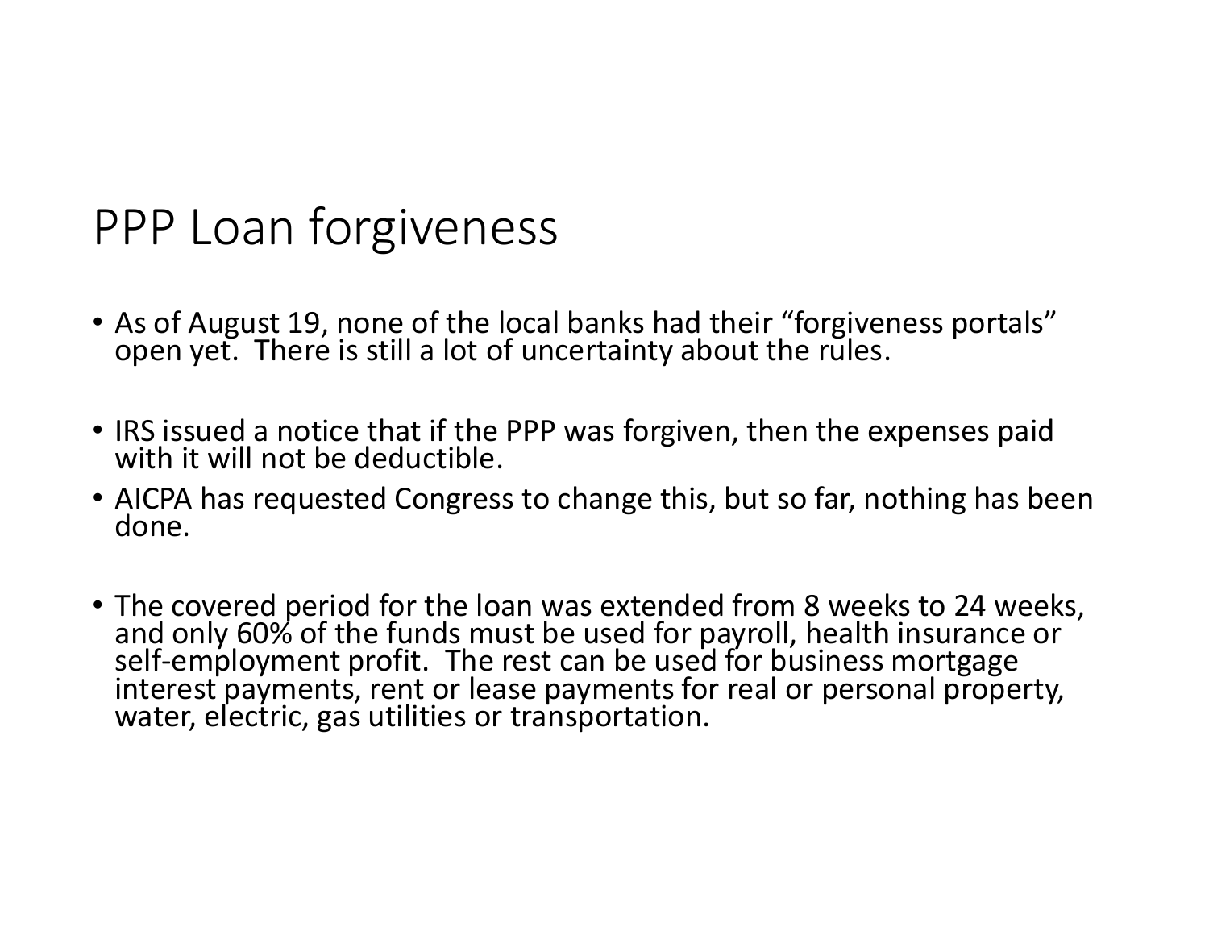# PPP Loan forgiveness

- As of August 19, none of the local banks had their “forgiveness portals” open yet. There is still a lot of uncertainty about the rules.

- IRS issued a notice that if the PPP was forgiven, then the expenses paid with it will not be deductible.
- AICPA has requested Congress to change this, but so far, nothing has been done.

- The covered period for the loan was extended from 8 weeks to 24 weeks, and only 60% of the funds must be used for payroll, health insurance or self-employment profit. The rest can be used for business mortgage interest payments, rent or lease payments for real or personal property, water, electric, gas utilities or transportation.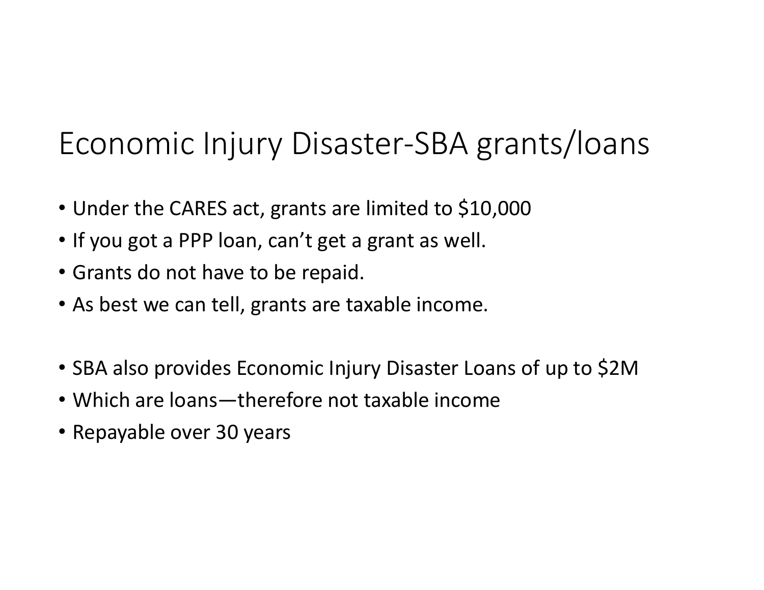# Economic Injury Disaster-SBA grants/loans

- Under the CARES act, grants are limited to $10,000
- If you got a PPP loan, can't get a grant as well.
- Grants do not have to be repaid.
- As best we can tell, grants are taxable income.

- SBA also provides Economic Injury Disaster Loans of up to $2M
- Which are loans—therefore not taxable income
- Repayable over 30 years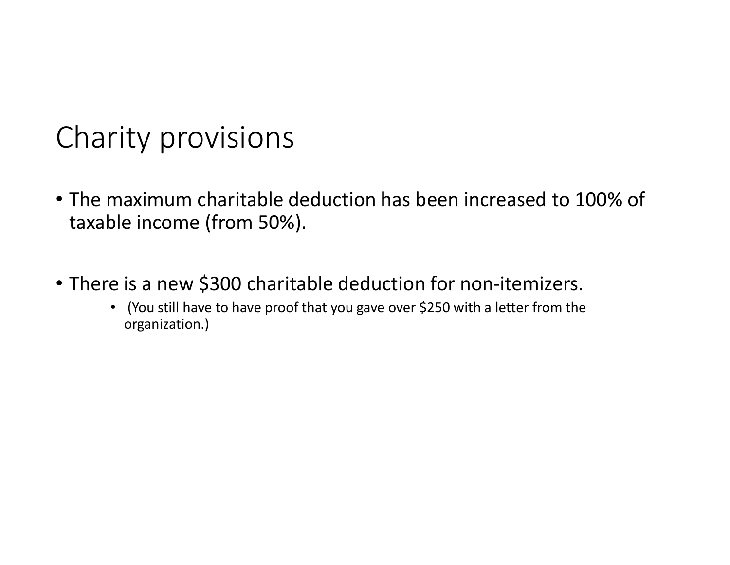# Charity provisions

- The maximum charitable deduction has been increased to 100% of taxable income (from 50%).
- There is a new $300 charitable deduction for non-itemizers.
  - (You still have to have proof that you gave over $250 with a letter from the organization.)